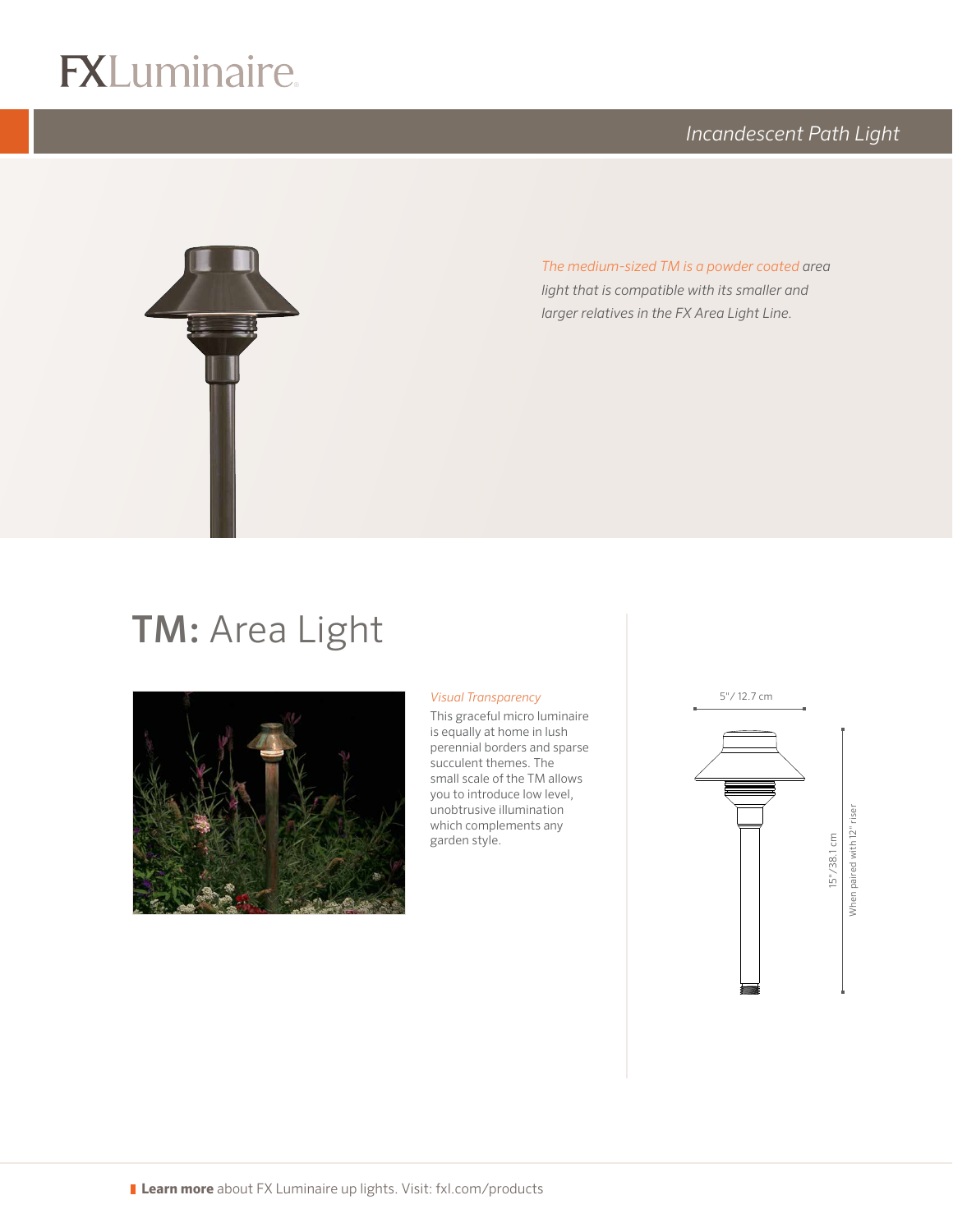FXLuminaire

*Incandescent Path Light*

*The medium-sized TM is a powder coated area light that is compatible with its smaller and larger relatives in the FX Area Light Line.*

# **TM:** Area Light

*Visual Transparency*

This graceful micro luminaire is equally at home in lush perennial borders and sparse succulent themes. The small scale of the TM allows you to introduce low level, unobtrusive illumination which complements any garden style.

5"/ 12.7 cm

15"/38.1 cm

When paired with 12" riser

**Learn more** about FX Luminaire up lights. Visit: fxl.com/products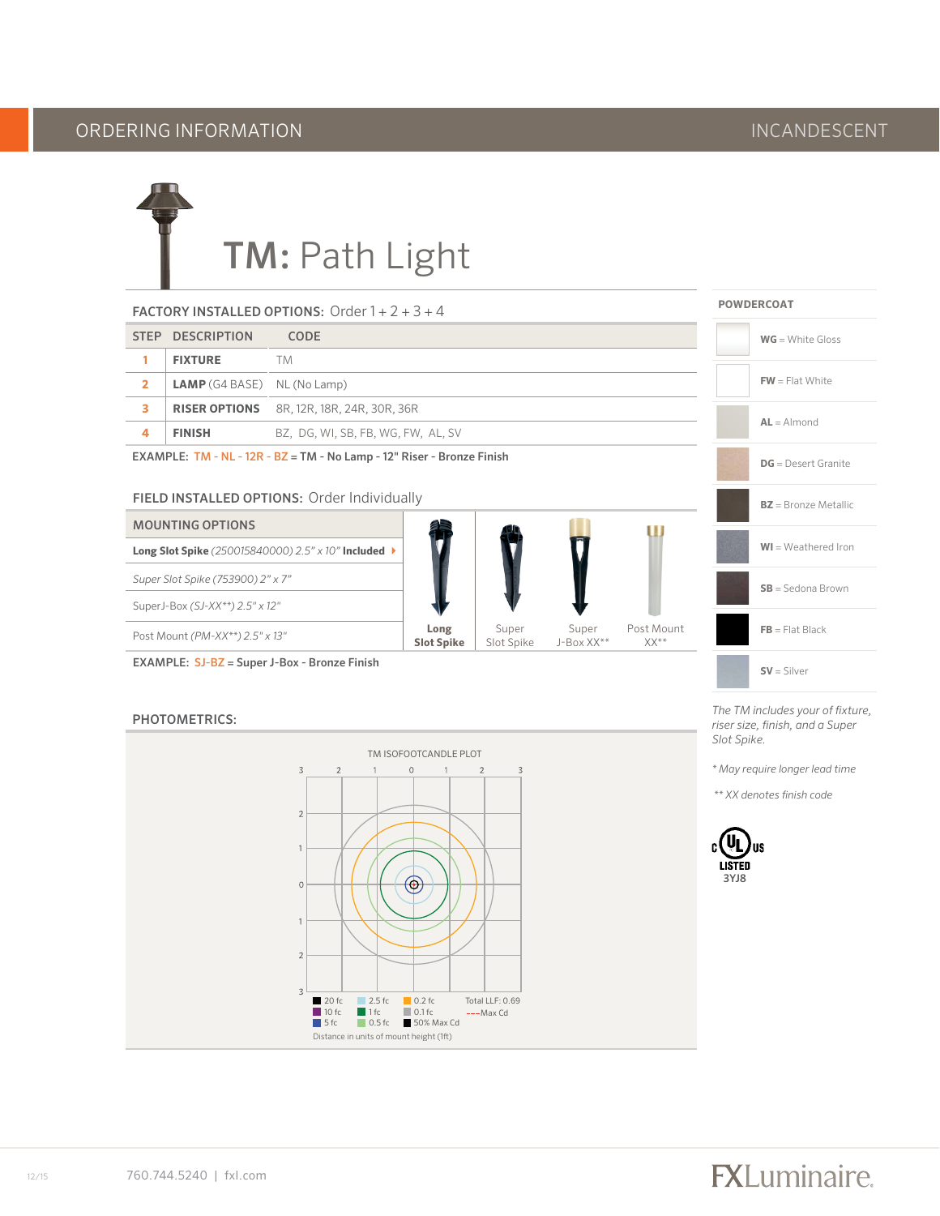ORDERING INFORMATION — INCANDESCENT

# TM: Path Light

## FACTORY INSTALLED OPTIONS: Order 1 + 2 + 3 + 4

| STEP | DESCRIPTION | CODE |
|---|---|---|
| 1 | **FIXTURE** | TM |
| 2 | **LAMP** (G4 BASE) | NL (No Lamp) |
| 3 | **RISER OPTIONS** | 8R, 12R, 18R, 24R, 30R, 36R |
| 4 | **FINISH** | BZ, DG, WI, SB, FB, WG, FW, AL, SV |

**EXAMPLE: TM - NL - 12R - BZ = TM - No Lamp - 12" Riser - Bronze Finish**

## FIELD INSTALLED OPTIONS: Order Individually

| MOUNTING OPTIONS |
|---|
| **Long Slot Spike** *(250015840000) 2.5" x 10"* **Included** |
| *Super Slot Spike (753900) 2" x 7"* |
| SuperJ-Box *(SJ-XX\*\*) 2.5" x 12"* |
| Post Mount *(PM-XX\*\*) 2.5" x 13"* |

**Long Slot Spike** | Super Slot Spike | Super J-Box XX** | Post Mount XX**

**EXAMPLE: SJ-BZ = Super J-Box - Bronze Finish**

## PHOTOMETRICS:

TM ISOFOOTCANDLE PLOT

3 2 1 0 1 2 3

20 fc, 10 fc, 5 fc, 2.5 fc, 1 fc, 0.5 fc, 0.2 fc, 0.1 fc, 50% Max Cd

Total LLF: 0.69

---Max Cd

Distance in units of mount height (1ft)

## POWDERCOAT

- **WG** = White Gloss
- **FW** = Flat White
- **AL** = Almond
- **DG** = Desert Granite
- **BZ** = Bronze Metallic
- **WI** = Weathered Iron
- **SB** = Sedona Brown
- **FB** = Flat Black
- **SV** = Silver

*The TM includes your of fixture, riser size, finish, and a Super Slot Spike.*

*\* May require longer lead time*

*\*\* XX denotes finish code*

c UL us LISTED 3YJ8

760.744.5240 | fxl.com

FXLuminaire.